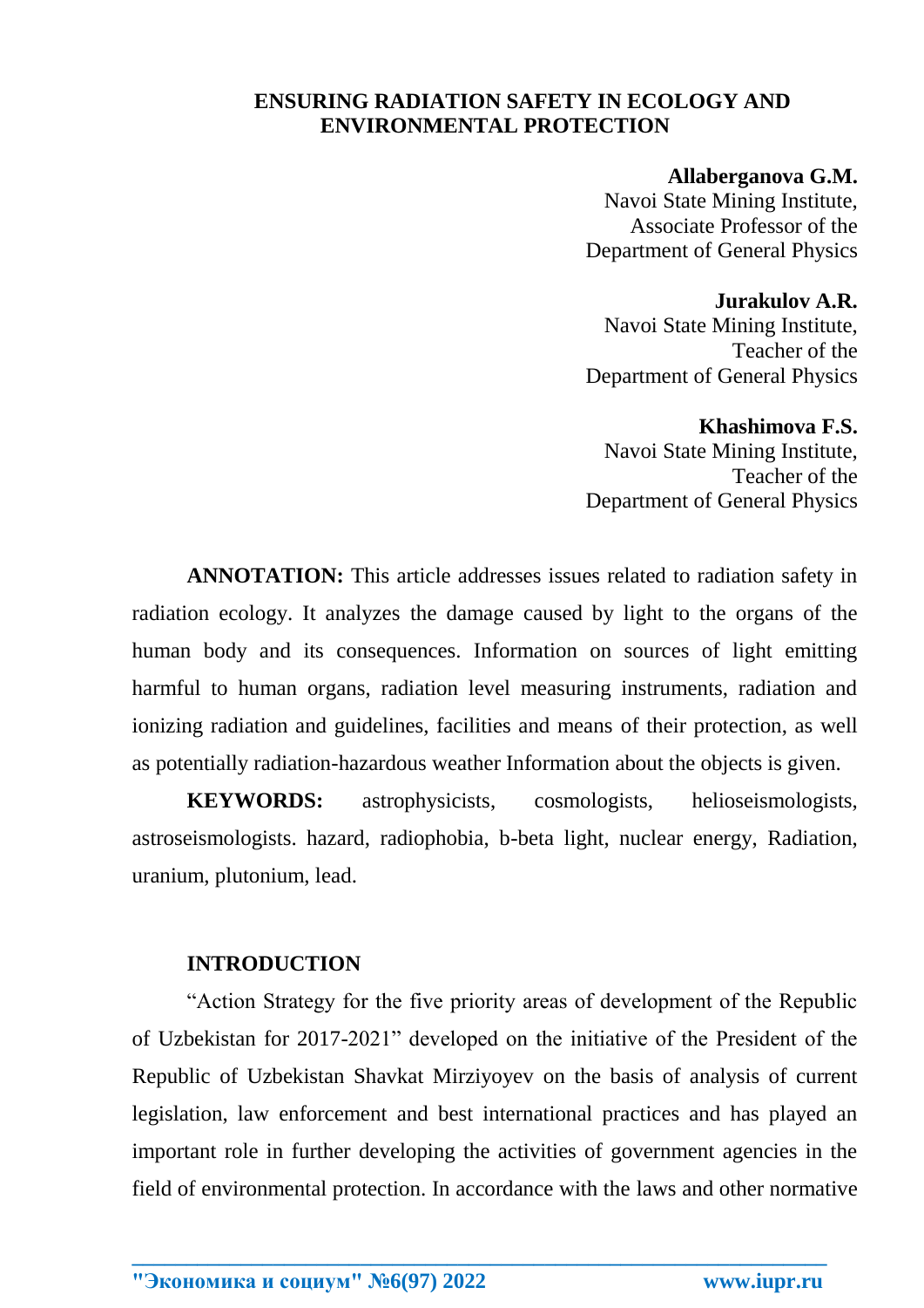# ENSURING RADIATION SAFETY IN ECOLOGY AND ENVIRONMENTAL PROTECTION

**Allaberganova G.M.**
Navoi State Mining Institute,
Associate Professor of the
Department of General Physics

**Jurakulov A.R.**
Navoi State Mining Institute,
Teacher of the
Department of General Physics

**Khashimova F.S.**
Navoi State Mining Institute,
Teacher of the
Department of General Physics

**ANNOTATION:** This article addresses issues related to radiation safety in radiation ecology. It analyzes the damage caused by light to the organs of the human body and its consequences. Information on sources of light emitting harmful to human organs, radiation level measuring instruments, radiation and ionizing radiation and guidelines, facilities and means of their protection, as well as potentially radiation-hazardous weather Information about the objects is given.

**KEYWORDS:** astrophysicists, cosmologists, helioseismologists, astroseismologists. hazard, radiophobia, b-beta light, nuclear energy, Radiation, uranium, plutonium, lead.

## INTRODUCTION

"Action Strategy for the five priority areas of development of the Republic of Uzbekistan for 2017-2021" developed on the initiative of the President of the Republic of Uzbekistan Shavkat Mirziyoyev on the basis of analysis of current legislation, law enforcement and best international practices and has played an important role in further developing the activities of government agencies in the field of environmental protection. In accordance with the laws and other normative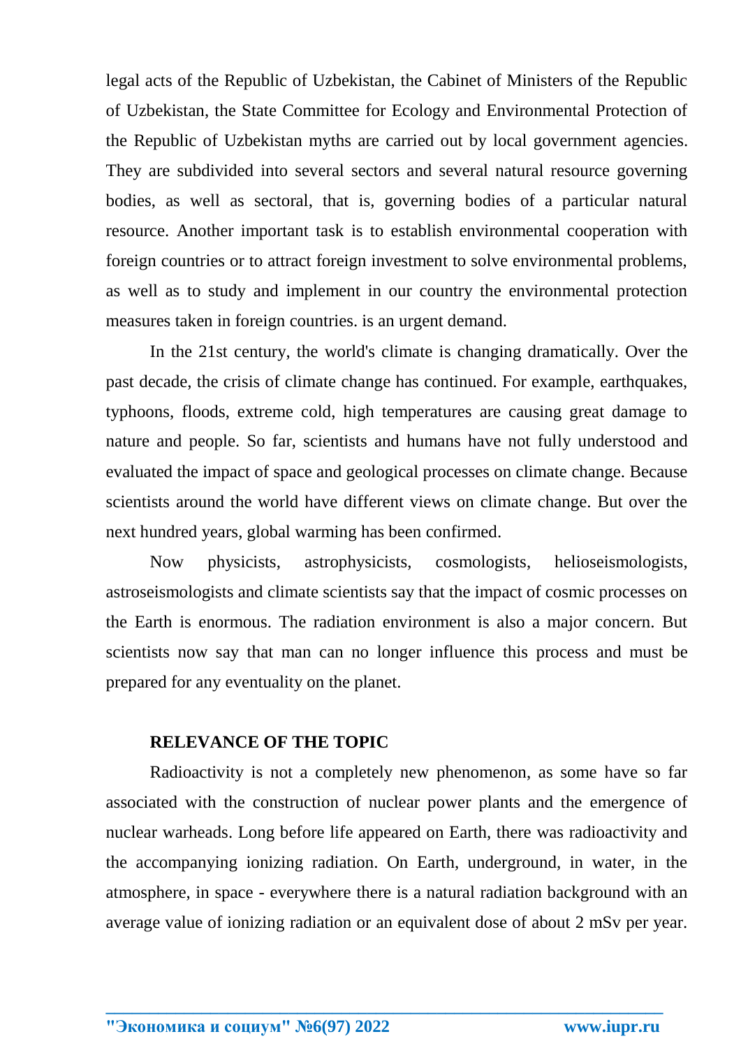legal acts of the Republic of Uzbekistan, the Cabinet of Ministers of the Republic of Uzbekistan, the State Committee for Ecology and Environmental Protection of the Republic of Uzbekistan myths are carried out by local government agencies. They are subdivided into several sectors and several natural resource governing bodies, as well as sectoral, that is, governing bodies of a particular natural resource. Another important task is to establish environmental cooperation with foreign countries or to attract foreign investment to solve environmental problems, as well as to study and implement in our country the environmental protection measures taken in foreign countries. is an urgent demand.

In the 21st century, the world's climate is changing dramatically. Over the past decade, the crisis of climate change has continued. For example, earthquakes, typhoons, floods, extreme cold, high temperatures are causing great damage to nature and people. So far, scientists and humans have not fully understood and evaluated the impact of space and geological processes on climate change. Because scientists around the world have different views on climate change. But over the next hundred years, global warming has been confirmed.

Now physicists, astrophysicists, cosmologists, helioseismologists, astroseismologists and climate scientists say that the impact of cosmic processes on the Earth is enormous. The radiation environment is also a major concern. But scientists now say that man can no longer influence this process and must be prepared for any eventuality on the planet.

**RELEVANCE OF THE TOPIC**

Radioactivity is not a completely new phenomenon, as some have so far associated with the construction of nuclear power plants and the emergence of nuclear warheads. Long before life appeared on Earth, there was radioactivity and the accompanying ionizing radiation. On Earth, underground, in water, in the atmosphere, in space - everywhere there is a natural radiation background with an average value of ionizing radiation or an equivalent dose of about 2 mSv per year.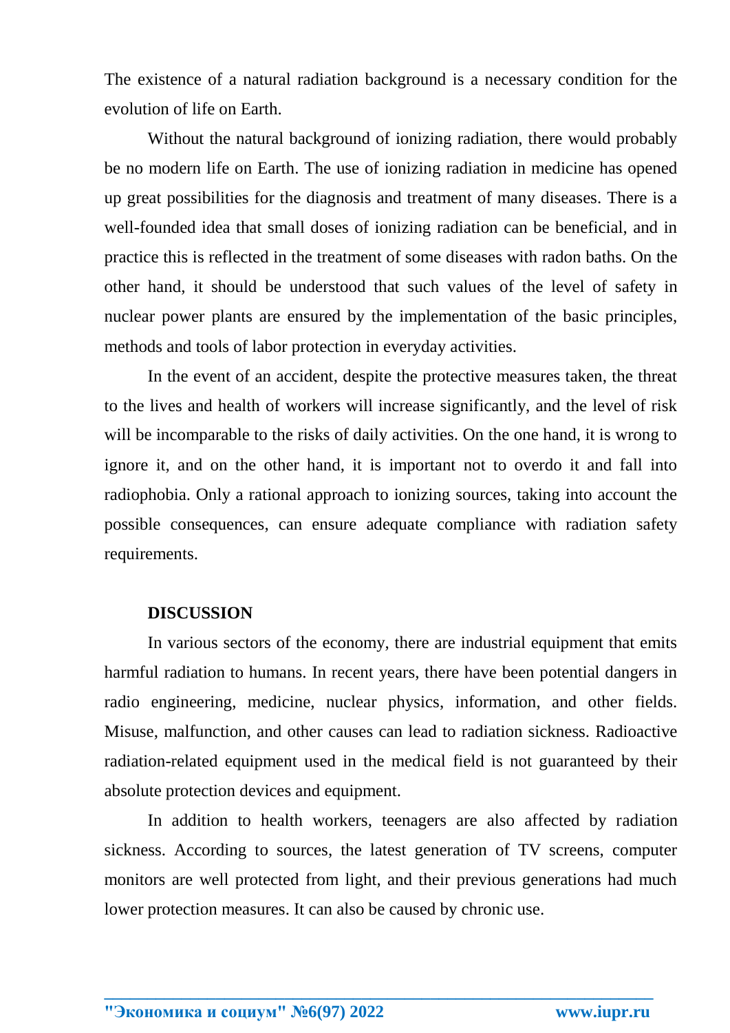The existence of a natural radiation background is a necessary condition for the evolution of life on Earth.

Without the natural background of ionizing radiation, there would probably be no modern life on Earth. The use of ionizing radiation in medicine has opened up great possibilities for the diagnosis and treatment of many diseases. There is a well-founded idea that small doses of ionizing radiation can be beneficial, and in practice this is reflected in the treatment of some diseases with radon baths. On the other hand, it should be understood that such values of the level of safety in nuclear power plants are ensured by the implementation of the basic principles, methods and tools of labor protection in everyday activities.

In the event of an accident, despite the protective measures taken, the threat to the lives and health of workers will increase significantly, and the level of risk will be incomparable to the risks of daily activities. On the one hand, it is wrong to ignore it, and on the other hand, it is important not to overdo it and fall into radiophobia. Only a rational approach to ionizing sources, taking into account the possible consequences, can ensure adequate compliance with radiation safety requirements.

## DISCUSSION

In various sectors of the economy, there are industrial equipment that emits harmful radiation to humans. In recent years, there have been potential dangers in radio engineering, medicine, nuclear physics, information, and other fields. Misuse, malfunction, and other causes can lead to radiation sickness. Radioactive radiation-related equipment used in the medical field is not guaranteed by their absolute protection devices and equipment.

In addition to health workers, teenagers are also affected by radiation sickness. According to sources, the latest generation of TV screens, computer monitors are well protected from light, and their previous generations had much lower protection measures. It can also be caused by chronic use.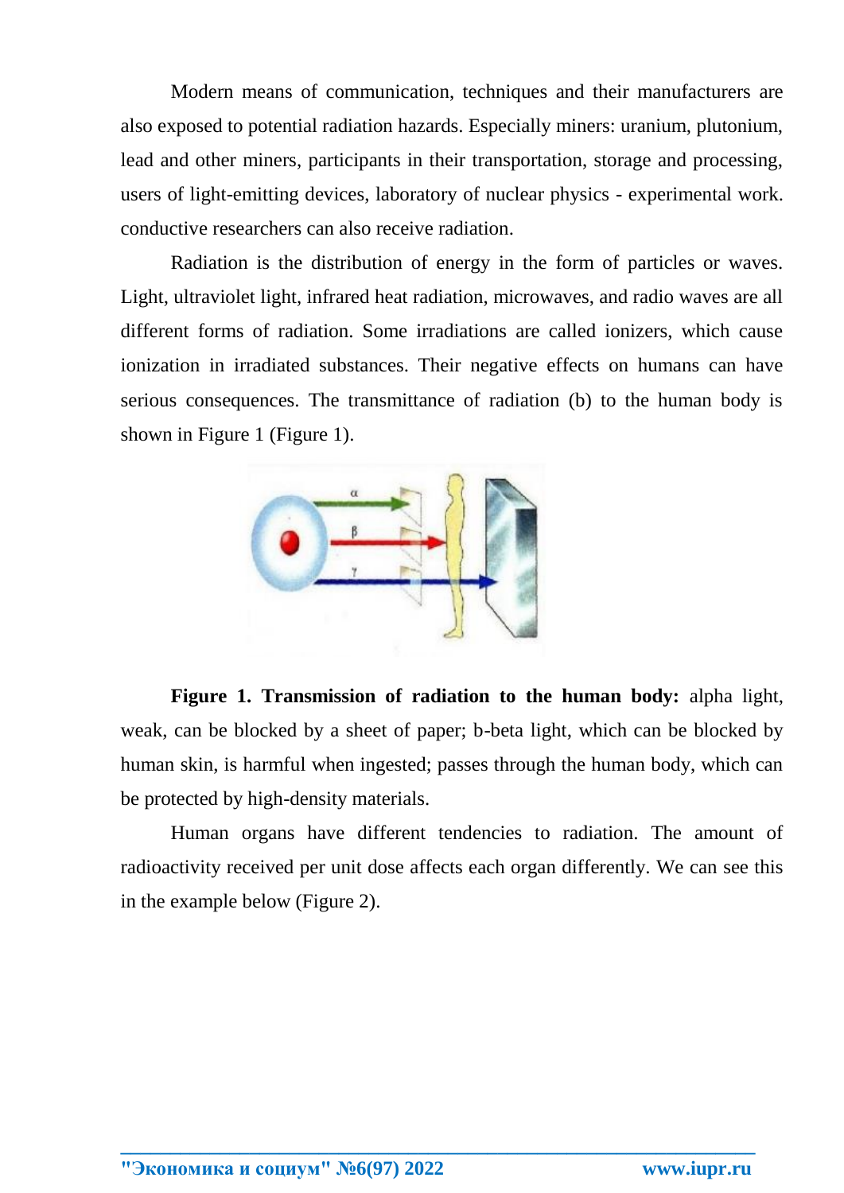Modern means of communication, techniques and their manufacturers are also exposed to potential radiation hazards. Especially miners: uranium, plutonium, lead and other miners, participants in their transportation, storage and processing, users of light-emitting devices, laboratory of nuclear physics - experimental work. conductive researchers can also receive radiation.

Radiation is the distribution of energy in the form of particles or waves. Light, ultraviolet light, infrared heat radiation, microwaves, and radio waves are all different forms of radiation. Some irradiations are called ionizers, which cause ionization in irradiated substances. Their negative effects on humans can have serious consequences. The transmittance of radiation (b) to the human body is shown in Figure 1 (Figure 1).

**Figure 1. Transmission of radiation to the human body:** alpha light, weak, can be blocked by a sheet of paper; b-beta light, which can be blocked by human skin, is harmful when ingested; passes through the human body, which can be protected by high-density materials.

Human organs have different tendencies to radiation. The amount of radioactivity received per unit dose affects each organ differently. We can see this in the example below (Figure 2).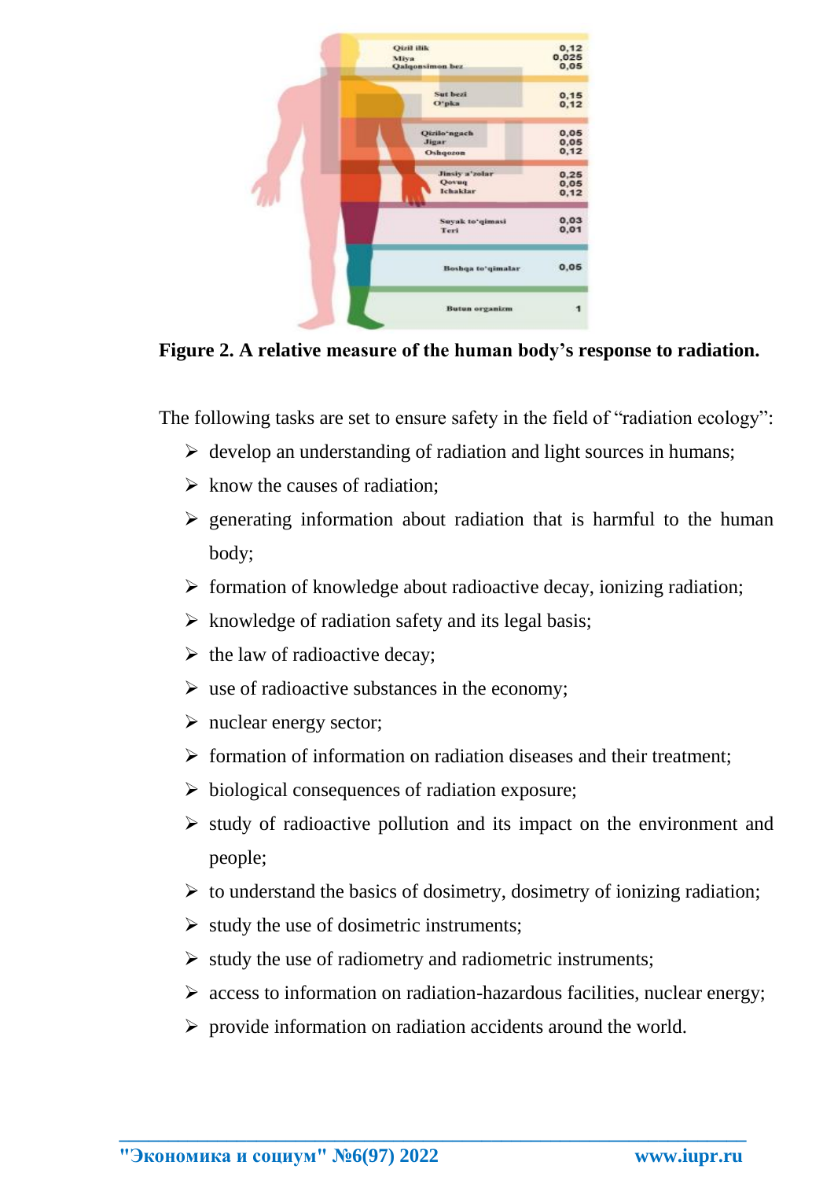Figure 2. A relative measure of the human body's response to radiation.

The following tasks are set to ensure safety in the field of "radiation ecology":

- develop an understanding of radiation and light sources in humans;
- know the causes of radiation;
- generating information about radiation that is harmful to the human body;
- formation of knowledge about radioactive decay, ionizing radiation;
- knowledge of radiation safety and its legal basis;
- the law of radioactive decay;
- use of radioactive substances in the economy;
- nuclear energy sector;
- formation of information on radiation diseases and their treatment;
- biological consequences of radiation exposure;
- study of radioactive pollution and its impact on the environment and people;
- to understand the basics of dosimetry, dosimetry of ionizing radiation;
- study the use of dosimetric instruments;
- study the use of radiometry and radiometric instruments;
- access to information on radiation-hazardous facilities, nuclear energy;
- provide information on radiation accidents around the world.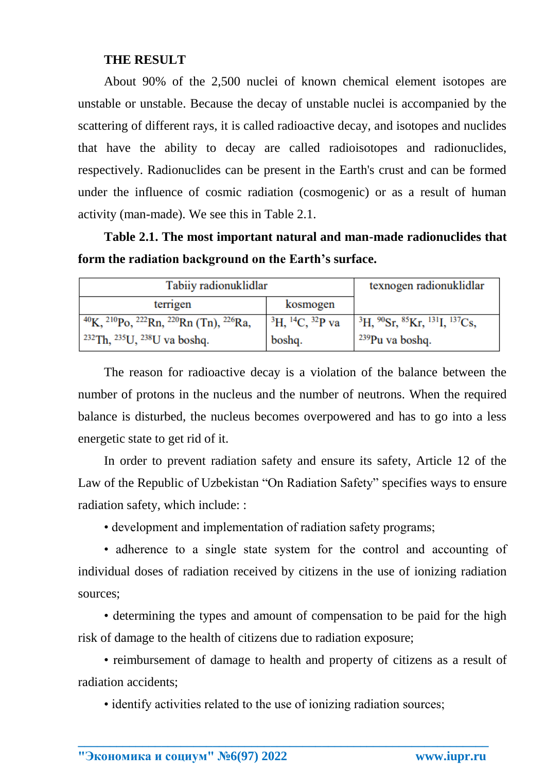**THE RESULT**

About 90% of the 2,500 nuclei of known chemical element isotopes are unstable or unstable. Because the decay of unstable nuclei is accompanied by the scattering of different rays, it is called radioactive decay, and isotopes and nuclides that have the ability to decay are called radioisotopes and radionuclides, respectively. Radionuclides can be present in the Earth's crust and can be formed under the influence of cosmic radiation (cosmogenic) or as a result of human activity (man-made). We see this in Table 2.1.

**Table 2.1. The most important natural and man-made radionuclides that form the radiation background on the Earth's surface.**

| Tabiiy radionuklidlar | | texnogen radionuklidlar |
|---|---|---|
| terrigen | kosmogen | |
| $^{40}K$, $^{210}Po$, $^{222}Rn$, $^{220}Rn$ (Tn), $^{226}Ra$, $^{232}Th$, $^{235}U$, $^{238}U$ va boshq. | $^{3}H$, $^{14}C$, $^{32}P$ va boshq. | $^{3}H$, $^{90}Sr$, $^{85}Kr$, $^{131}I$, $^{137}Cs$, $^{239}Pu$ va boshq. |

The reason for radioactive decay is a violation of the balance between the number of protons in the nucleus and the number of neutrons. When the required balance is disturbed, the nucleus becomes overpowered and has to go into a less energetic state to get rid of it.

In order to prevent radiation safety and ensure its safety, Article 12 of the Law of the Republic of Uzbekistan "On Radiation Safety" specifies ways to ensure radiation safety, which include: :

- development and implementation of radiation safety programs;
- adherence to a single state system for the control and accounting of individual doses of radiation received by citizens in the use of ionizing radiation sources;
- determining the types and amount of compensation to be paid for the high risk of damage to the health of citizens due to radiation exposure;
- reimbursement of damage to health and property of citizens as a result of radiation accidents;
- identify activities related to the use of ionizing radiation sources;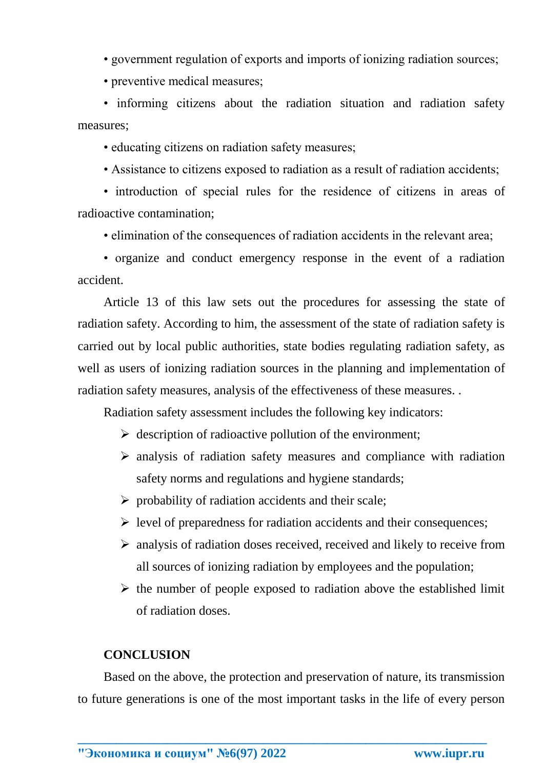- government regulation of exports and imports of ionizing radiation sources;
- preventive medical measures;
- informing citizens about the radiation situation and radiation safety measures;
- educating citizens on radiation safety measures;
- Assistance to citizens exposed to radiation as a result of radiation accidents;
- introduction of special rules for the residence of citizens in areas of radioactive contamination;
- elimination of the consequences of radiation accidents in the relevant area;
- organize and conduct emergency response in the event of a radiation accident.

Article 13 of this law sets out the procedures for assessing the state of radiation safety. According to him, the assessment of the state of radiation safety is carried out by local public authorities, state bodies regulating radiation safety, as well as users of ionizing radiation sources in the planning and implementation of radiation safety measures, analysis of the effectiveness of these measures. .

Radiation safety assessment includes the following key indicators:

- description of radioactive pollution of the environment;
- analysis of radiation safety measures and compliance with radiation safety norms and regulations and hygiene standards;
- probability of radiation accidents and their scale;
- level of preparedness for radiation accidents and their consequences;
- analysis of radiation doses received, received and likely to receive from all sources of ionizing radiation by employees and the population;
- the number of people exposed to radiation above the established limit of radiation doses.

**CONCLUSION**

Based on the above, the protection and preservation of nature, its transmission to future generations is one of the most important tasks in the life of every person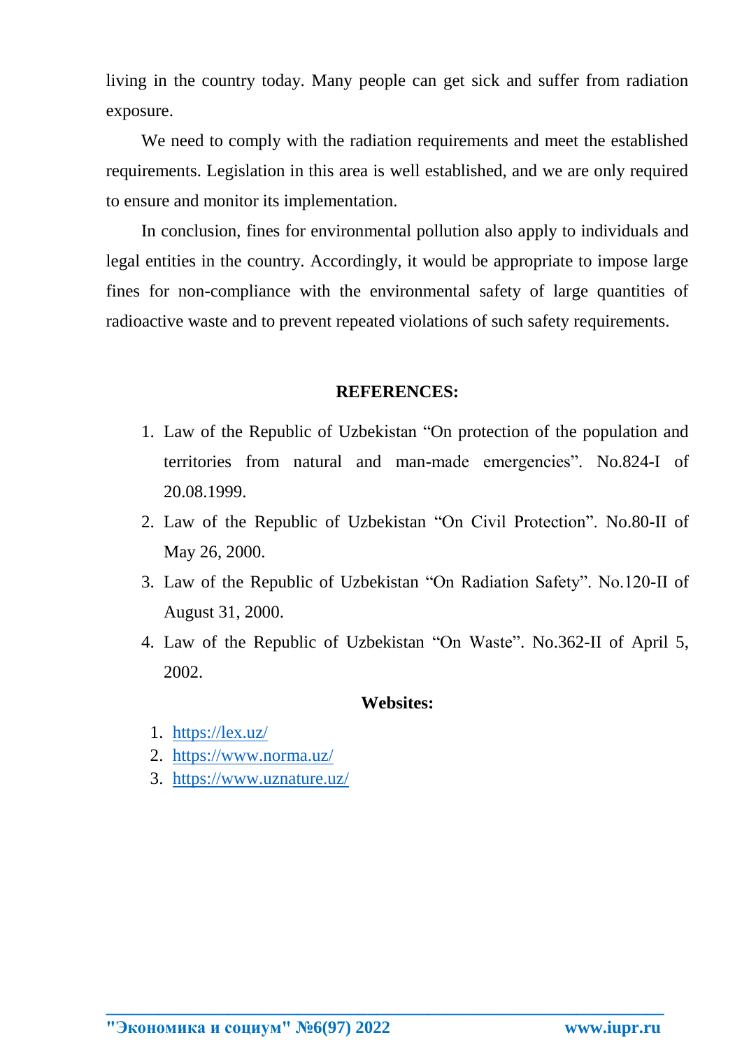living in the country today. Many people can get sick and suffer from radiation exposure.

We need to comply with the radiation requirements and meet the established requirements. Legislation in this area is well established, and we are only required to ensure and monitor its implementation.

In conclusion, fines for environmental pollution also apply to individuals and legal entities in the country. Accordingly, it would be appropriate to impose large fines for non-compliance with the environmental safety of large quantities of radioactive waste and to prevent repeated violations of such safety requirements.

## REFERENCES:

1. Law of the Republic of Uzbekistan "On protection of the population and territories from natural and man-made emergencies". No.824-I of 20.08.1999.
2. Law of the Republic of Uzbekistan "On Civil Protection". No.80-II of May 26, 2000.
3. Law of the Republic of Uzbekistan "On Radiation Safety". No.120-II of August 31, 2000.
4. Law of the Republic of Uzbekistan "On Waste". No.362-II of April 5, 2002.

### Websites:

1. https://lex.uz/
2. https://www.norma.uz/
3. https://www.uznature.uz/